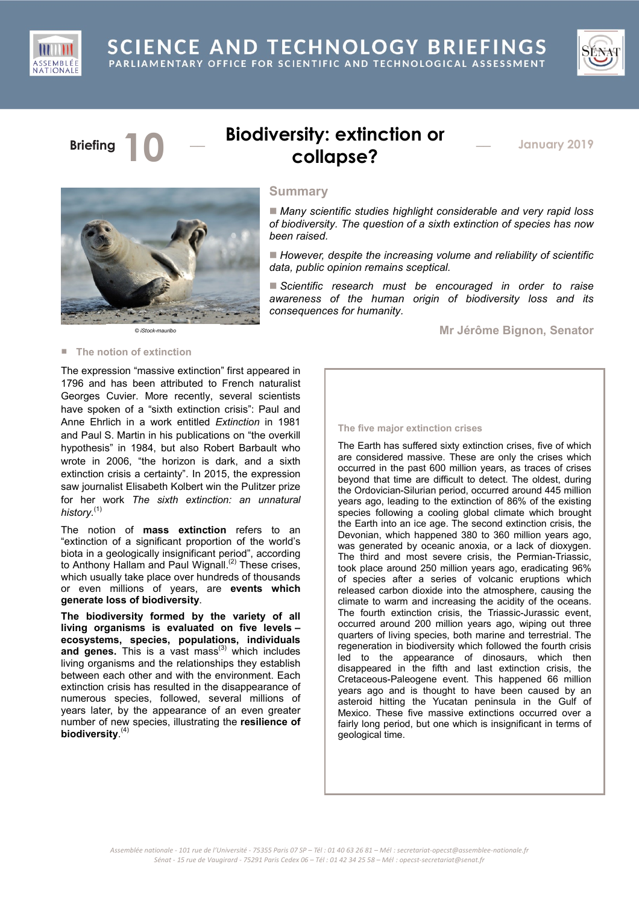# SCIENCE AND TECHNOLOGY BRIEFINGS

PARLIAMENTARY OFFICE FOR SCIENTIFIC AND TECHNOLOGICAL ASSESSMENT

Briefing 10 — **Biodiversity: extinction or collapse?** — January 2019

© iStock-mauribo

## Summary

- *Many scientific studies highlight considerable and very rapid loss of biodiversity. The question of a sixth extinction of species has now been raised.*
- *However, despite the increasing volume and reliability of scientific data, public opinion remains sceptical.*
- *Scientific research must be encouraged in order to raise awareness of the human origin of biodiversity loss and its consequences for humanity.*

**Mr Jérôme Bignon, Senator**

## The notion of extinction

The expression "massive extinction" first appeared in 1796 and has been attributed to French naturalist Georges Cuvier. More recently, several scientists have spoken of a "sixth extinction crisis": Paul and Anne Ehrlich in a work entitled *Extinction* in 1981 and Paul S. Martin in his publications on "the overkill hypothesis" in 1984, but also Robert Barbault who wrote in 2006, "the horizon is dark, and a sixth extinction crisis a certainty". In 2015, the expression saw journalist Elisabeth Kolbert win the Pulitzer prize for her work *The sixth extinction: an unnatural history*.[1]

The notion of **mass extinction** refers to an "extinction of a significant proportion of the world's biota in a geologically insignificant period", according to Anthony Hallam and Paul Wignall.[2] These crises, which usually take place over hundreds of thousands or even millions of years, are **events which generate loss of biodiversity**.

**The biodiversity formed by the variety of all living organisms is evaluated on five levels – ecosystems, species, populations, individuals and genes.** This is a vast mass[3] which includes living organisms and the relationships they establish between each other and with the environment. Each extinction crisis has resulted in the disappearance of numerous species, followed, several millions of years later, by the appearance of an even greater number of new species, illustrating the **resilience of biodiversity**.[4]

### The five major extinction crises

The Earth has suffered sixty extinction crises, five of which are considered massive. These are only the crises which occurred in the past 600 million years, as traces of crises beyond that time are difficult to detect. The oldest, during the Ordovician-Silurian period, occurred around 445 million years ago, leading to the extinction of 86% of the existing species following a cooling global climate which brought the Earth into an ice age. The second extinction crisis, the Devonian, which happened 380 to 360 million years ago, was generated by oceanic anoxia, or a lack of dioxygen. The third and most severe crisis, the Permian-Triassic, took place around 250 million years ago, eradicating 96% of species after a series of volcanic eruptions which released carbon dioxide into the atmosphere, causing the climate to warm and increasing the acidity of the oceans. The fourth extinction crisis, the Triassic-Jurassic event, occurred around 200 million years ago, wiping out three quarters of living species, both marine and terrestrial. The regeneration in biodiversity which followed the fourth crisis led to the appearance of dinosaurs, which then disappeared in the fifth and last extinction crisis, the Cretaceous-Paleogene event. This happened 66 million years ago and is thought to have been caused by an asteroid hitting the Yucatan peninsula in the Gulf of Mexico. These five massive extinctions occurred over a fairly long period, but one which is insignificant in terms of geological time.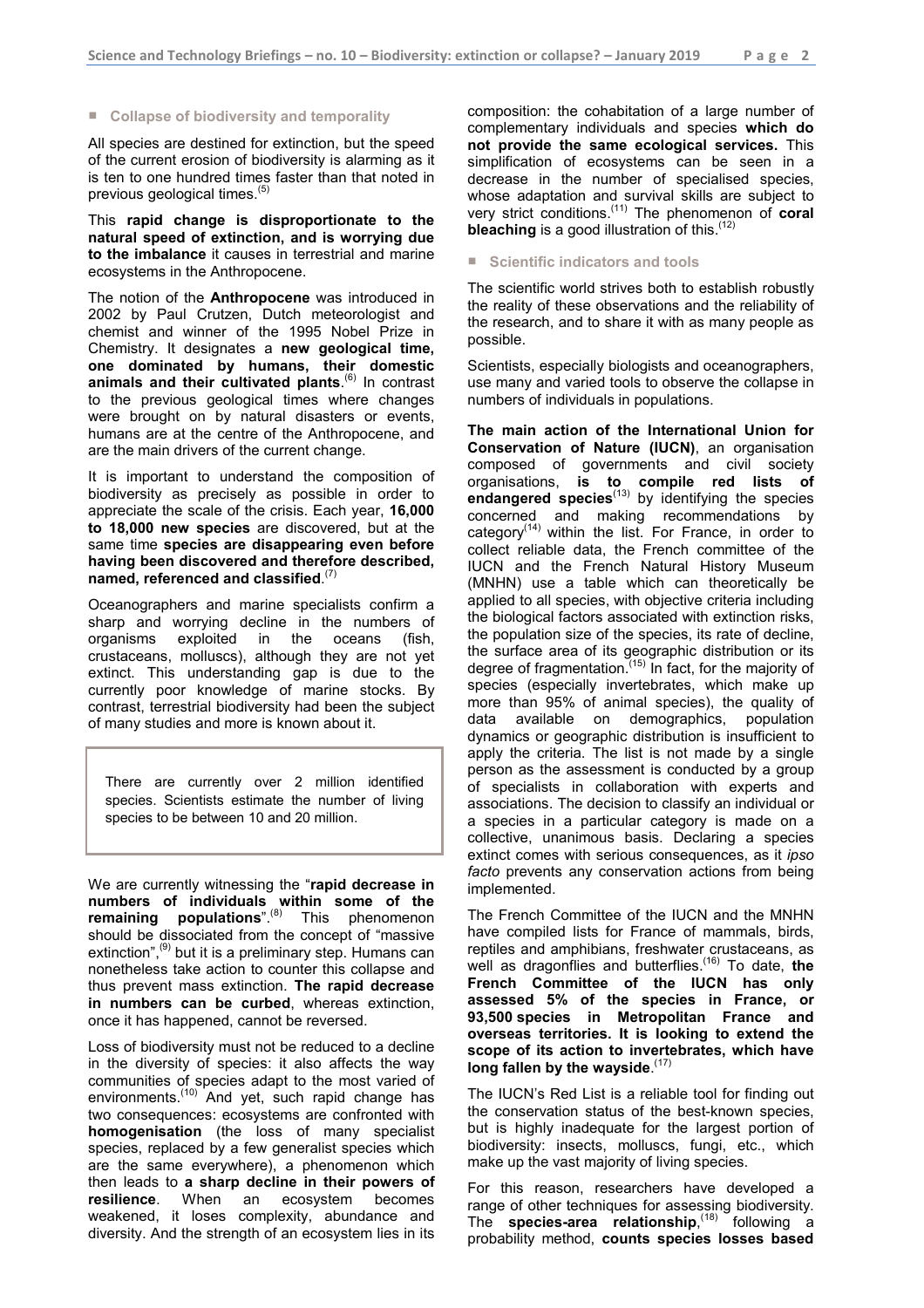## Collapse of biodiversity and temporality

All species are destined for extinction, but the speed of the current erosion of biodiversity is alarming as it is ten to one hundred times faster than that noted in previous geological times.[5]

This **rapid change is disproportionate to the natural speed of extinction, and is worrying due to the imbalance** it causes in terrestrial and marine ecosystems in the Anthropocene.

The notion of the **Anthropocene** was introduced in 2002 by Paul Crutzen, Dutch meteorologist and chemist and winner of the 1995 Nobel Prize in Chemistry. It designates a **new geological time, one dominated by humans, their domestic animals and their cultivated plants**.[6] In contrast to the previous geological times where changes were brought on by natural disasters or events, humans are at the centre of the Anthropocene, and are the main drivers of the current change.

It is important to understand the composition of biodiversity as precisely as possible in order to appreciate the scale of the crisis. Each year, **16,000 to 18,000 new species** are discovered, but at the same time **species are disappearing even before having been discovered and therefore described, named, referenced and classified**.[7]

Oceanographers and marine specialists confirm a sharp and worrying decline in the numbers of organisms exploited in the oceans (fish, crustaceans, molluscs), although they are not yet extinct. This understanding gap is due to the currently poor knowledge of marine stocks. By contrast, terrestrial biodiversity had been the subject of many studies and more is known about it.

> There are currently over 2 million identified species. Scientists estimate the number of living species to be between 10 and 20 million.

We are currently witnessing the "**rapid decrease in numbers of individuals within some of the remaining populations**".[8] This phenomenon should be dissociated from the concept of "massive extinction",[9] but it is a preliminary step. Humans can nonetheless take action to counter this collapse and thus prevent mass extinction. **The rapid decrease in numbers can be curbed**, whereas extinction, once it has happened, cannot be reversed.

Loss of biodiversity must not be reduced to a decline in the diversity of species: it also affects the way communities of species adapt to the most varied of environments.[10] And yet, such rapid change has two consequences: ecosystems are confronted with **homogenisation** (the loss of many specialist species, replaced by a few generalist species which are the same everywhere), a phenomenon which then leads to **a sharp decline in their powers of resilience**. When an ecosystem becomes weakened, it loses complexity, abundance and diversity. And the strength of an ecosystem lies in its composition: the cohabitation of a large number of complementary individuals and species **which do not provide the same ecological services.** This simplification of ecosystems can be seen in a decrease in the number of specialised species, whose adaptation and survival skills are subject to very strict conditions.[11] The phenomenon of **coral bleaching** is a good illustration of this.[12]

## Scientific indicators and tools

The scientific world strives both to establish robustly the reality of these observations and the reliability of the research, and to share it with as many people as possible.

Scientists, especially biologists and oceanographers, use many and varied tools to observe the collapse in numbers of individuals in populations.

**The main action of the International Union for Conservation of Nature (IUCN)**, an organisation composed of governments and civil society organisations, **is to compile red lists of endangered species**[13] by identifying the species concerned and making recommendations by category[14] within the list. For France, in order to collect reliable data, the French committee of the IUCN and the French Natural History Museum (MNHN) use a table which can theoretically be applied to all species, with objective criteria including the biological factors associated with extinction risks, the population size of the species, its rate of decline, the surface area of its geographic distribution or its degree of fragmentation.[15] In fact, for the majority of species (especially invertebrates, which make up more than 95% of animal species), the quality of data available on demographics, population dynamics or geographic distribution is insufficient to apply the criteria. The list is not made by a single person as the assessment is conducted by a group of specialists in collaboration with experts and associations. The decision to classify an individual or a species in a particular category is made on a collective, unanimous basis. Declaring a species extinct comes with serious consequences, as it *ipso facto* prevents any conservation actions from being implemented.

The French Committee of the IUCN and the MNHN have compiled lists for France of mammals, birds, reptiles and amphibians, freshwater crustaceans, as well as dragonflies and butterflies.[16] To date, **the French Committee of the IUCN has only assessed 5% of the species in France, or 93,500 species in Metropolitan France and overseas territories. It is looking to extend the scope of its action to invertebrates, which have long fallen by the wayside**.[17]

The IUCN's Red List is a reliable tool for finding out the conservation status of the best-known species, but is highly inadequate for the largest portion of biodiversity: insects, molluscs, fungi, etc., which make up the vast majority of living species.

For this reason, researchers have developed a range of other techniques for assessing biodiversity. The **species-area relationship**,[18] following a probability method, **counts species losses based**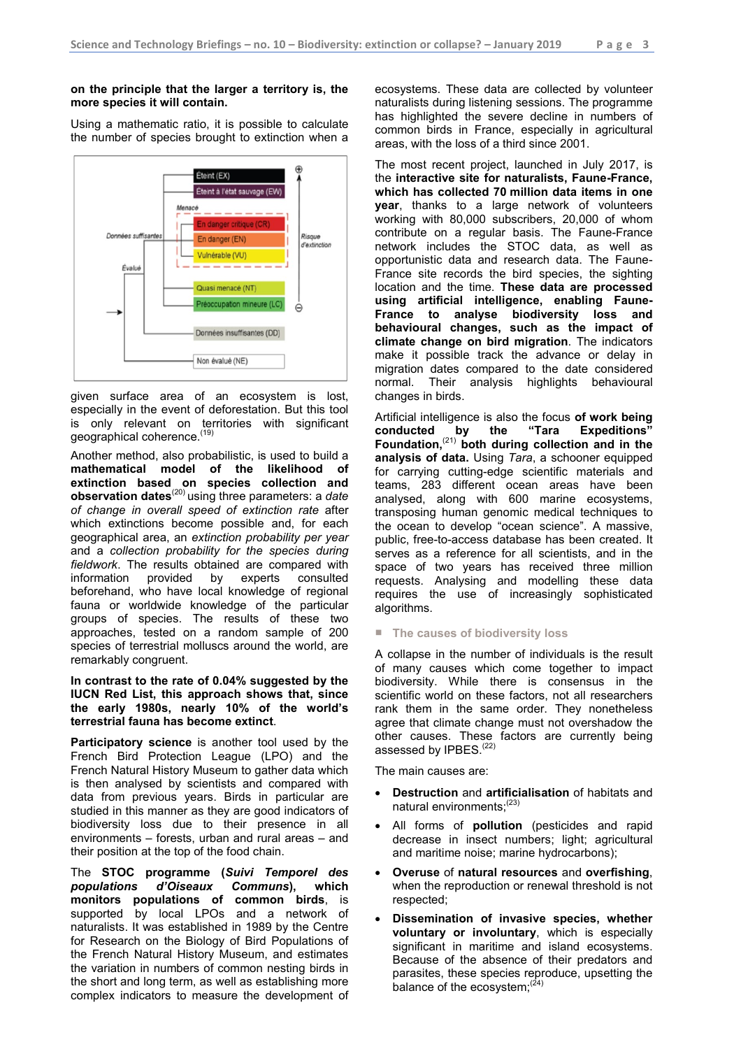**on the principle that the larger a territory is, the more species it will contain.**

Using a mathematic ratio, it is possible to calculate the number of species brought to extinction when a given surface area of an ecosystem is lost, especially in the event of deforestation. But this tool is only relevant on territories with significant geographical coherence.[19]

Another method, also probabilistic, is used to build a **mathematical model of the likelihood of extinction based on species collection and observation dates**[20] using three parameters: a *date of change in overall speed of extinction rate* after which extinctions become possible and, for each geographical area, an *extinction probability per year* and a *collection probability for the species during fieldwork*. The results obtained are compared with information provided by experts consulted beforehand, who have local knowledge of regional fauna or worldwide knowledge of the particular groups of species. The results of these two approaches, tested on a random sample of 200 species of terrestrial molluscs around the world, are remarkably congruent.

**In contrast to the rate of 0.04% suggested by the IUCN Red List, this approach shows that, since the early 1980s, nearly 10% of the world's terrestrial fauna has become extinct**.

**Participatory science** is another tool used by the French Bird Protection League (LPO) and the French Natural History Museum to gather data which is then analysed by scientists and compared with data from previous years. Birds in particular are studied in this manner as they are good indicators of biodiversity loss due to their presence in all environments – forests, urban and rural areas – and their position at the top of the food chain.

The **STOC programme (*Suivi Temporel des populations d'Oiseaux Communs*), which monitors populations of common birds**, is supported by local LPOs and a network of naturalists. It was established in 1989 by the Centre for Research on the Biology of Bird Populations of the French Natural History Museum, and estimates the variation in numbers of common nesting birds in the short and long term, as well as establishing more complex indicators to measure the development of ecosystems. These data are collected by volunteer naturalists during listening sessions. The programme has highlighted the severe decline in numbers of common birds in France, especially in agricultural areas, with the loss of a third since 2001.

The most recent project, launched in July 2017, is the **interactive site for naturalists, Faune-France, which has collected 70 million data items in one year**, thanks to a large network of volunteers working with 80,000 subscribers, 20,000 of whom contribute on a regular basis. The Faune-France network includes the STOC data, as well as opportunistic data and research data. The Faune-France site records the bird species, the sighting location and the time. **These data are processed using artificial intelligence, enabling Faune-France to analyse biodiversity loss and behavioural changes, such as the impact of climate change on bird migration**. The indicators make it possible track the advance or delay in migration dates compared to the date considered normal. Their analysis highlights behavioural changes in birds.

Artificial intelligence is also the focus **of work being conducted by the "Tara Expeditions" Foundation,**[21] **both during collection and in the analysis of data.** Using *Tara*, a schooner equipped for carrying cutting-edge scientific materials and teams, 283 different ocean areas have been analysed, along with 600 marine ecosystems, transposing human genomic medical techniques to the ocean to develop "ocean science". A massive, public, free-to-access database has been created. It serves as a reference for all scientists, and in the space of two years has received three million requests. Analysing and modelling these data requires the use of increasingly sophisticated algorithms.

## The causes of biodiversity loss

A collapse in the number of individuals is the result of many causes which come together to impact biodiversity. While there is consensus in the scientific world on these factors, not all researchers rank them in the same order. They nonetheless agree that climate change must not overshadow the other causes. These factors are currently being assessed by IPBES.[22]

The main causes are:

- **Destruction** and **artificialisation** of habitats and natural environments;[23]
- All forms of **pollution** (pesticides and rapid decrease in insect numbers; light; agricultural and maritime noise; marine hydrocarbons);
- **Overuse** of **natural resources** and **overfishing**, when the reproduction or renewal threshold is not respected;
- **Dissemination of invasive species, whether voluntary or involuntary**, which is especially significant in maritime and island ecosystems. Because of the absence of their predators and parasites, these species reproduce, upsetting the balance of the ecosystem;[24]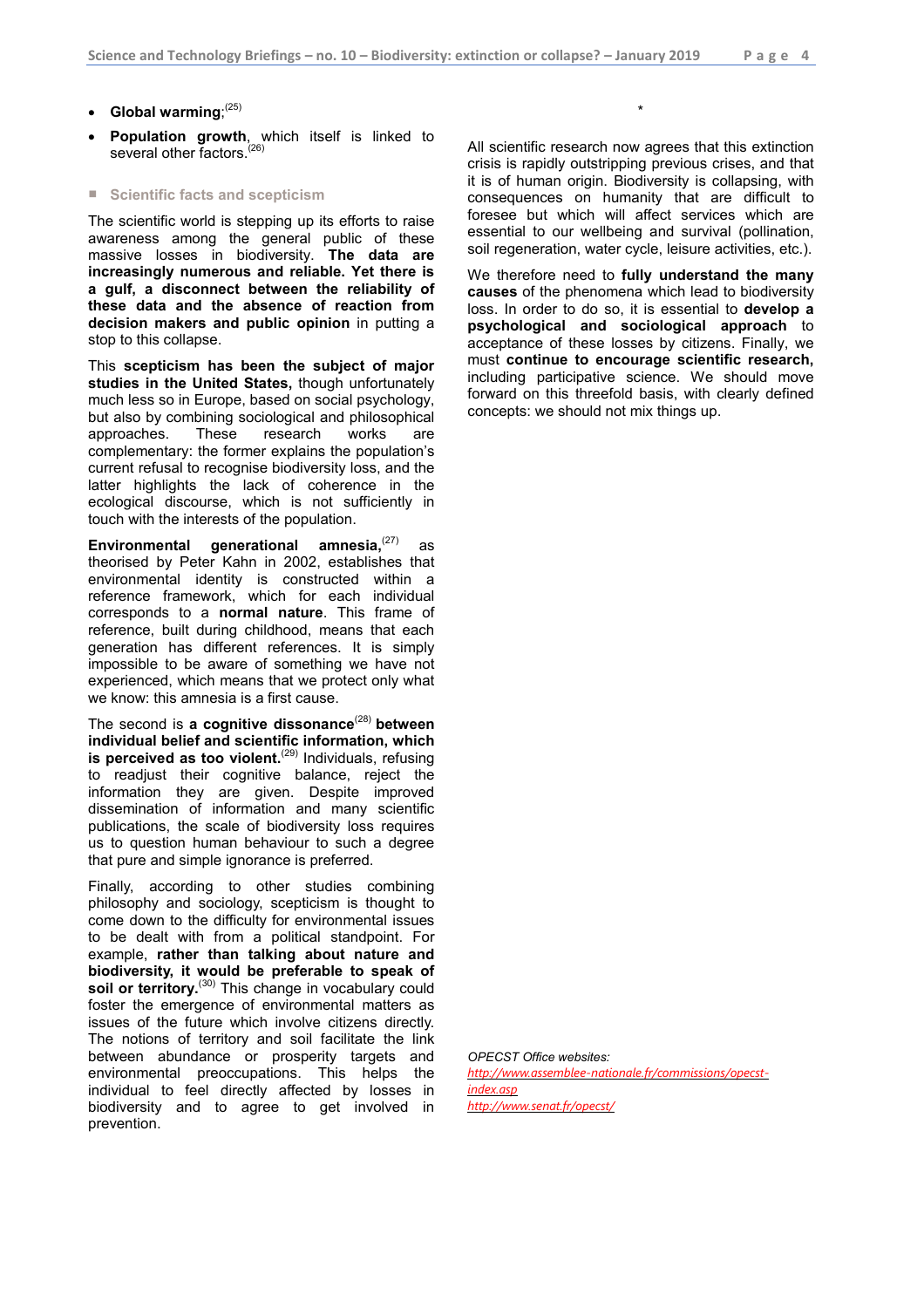- **Global warming**;[25]
- **Population growth**, which itself is linked to several other factors.[26]

## Scientific facts and scepticism

The scientific world is stepping up its efforts to raise awareness among the general public of these massive losses in biodiversity. **The data are increasingly numerous and reliable. Yet there is a gulf, a disconnect between the reliability of these data and the absence of reaction from decision makers and public opinion** in putting a stop to this collapse.

This **scepticism has been the subject of major studies in the United States,** though unfortunately much less so in Europe, based on social psychology, but also by combining sociological and philosophical approaches. These research works are complementary: the former explains the population's current refusal to recognise biodiversity loss, and the latter highlights the lack of coherence in the ecological discourse, which is not sufficiently in touch with the interests of the population.

**Environmental generational amnesia**,[27] as theorised by Peter Kahn in 2002, establishes that environmental identity is constructed within a reference framework, which for each individual corresponds to a **normal nature**. This frame of reference, built during childhood, means that each generation has different references. It is simply impossible to be aware of something we have not experienced, which means that we protect only what we know: this amnesia is a first cause.

The second is **a cognitive dissonance**[28] **between individual belief and scientific information, which is perceived as too violent.**[29] Individuals, refusing to readjust their cognitive balance, reject the information they are given. Despite improved dissemination of information and many scientific publications, the scale of biodiversity loss requires us to question human behaviour to such a degree that pure and simple ignorance is preferred.

Finally, according to other studies combining philosophy and sociology, scepticism is thought to come down to the difficulty for environmental issues to be dealt with from a political standpoint. For example, **rather than talking about nature and biodiversity, it would be preferable to speak of soil or territory.**[30] This change in vocabulary could foster the emergence of environmental matters as issues of the future which involve citizens directly. The notions of territory and soil facilitate the link between abundance or prosperity targets and environmental preoccupations. This helps the individual to feel directly affected by losses in biodiversity and to agree to get involved in prevention.

*

All scientific research now agrees that this extinction crisis is rapidly outstripping previous crises, and that it is of human origin. Biodiversity is collapsing, with consequences on humanity that are difficult to foresee but which will affect services which are essential to our wellbeing and survival (pollination, soil regeneration, water cycle, leisure activities, etc.).

We therefore need to **fully understand the many causes** of the phenomena which lead to biodiversity loss. In order to do so, it is essential to **develop a psychological and sociological approach** to acceptance of these losses by citizens. Finally, we must **continue to encourage scientific research,** including participative science. We should move forward on this threefold basis, with clearly defined concepts: we should not mix things up.

*OPECST Office websites:*
*http://www.assemblee-nationale.fr/commissions/opecst-index.asp*
*http://www.senat.fr/opecst/*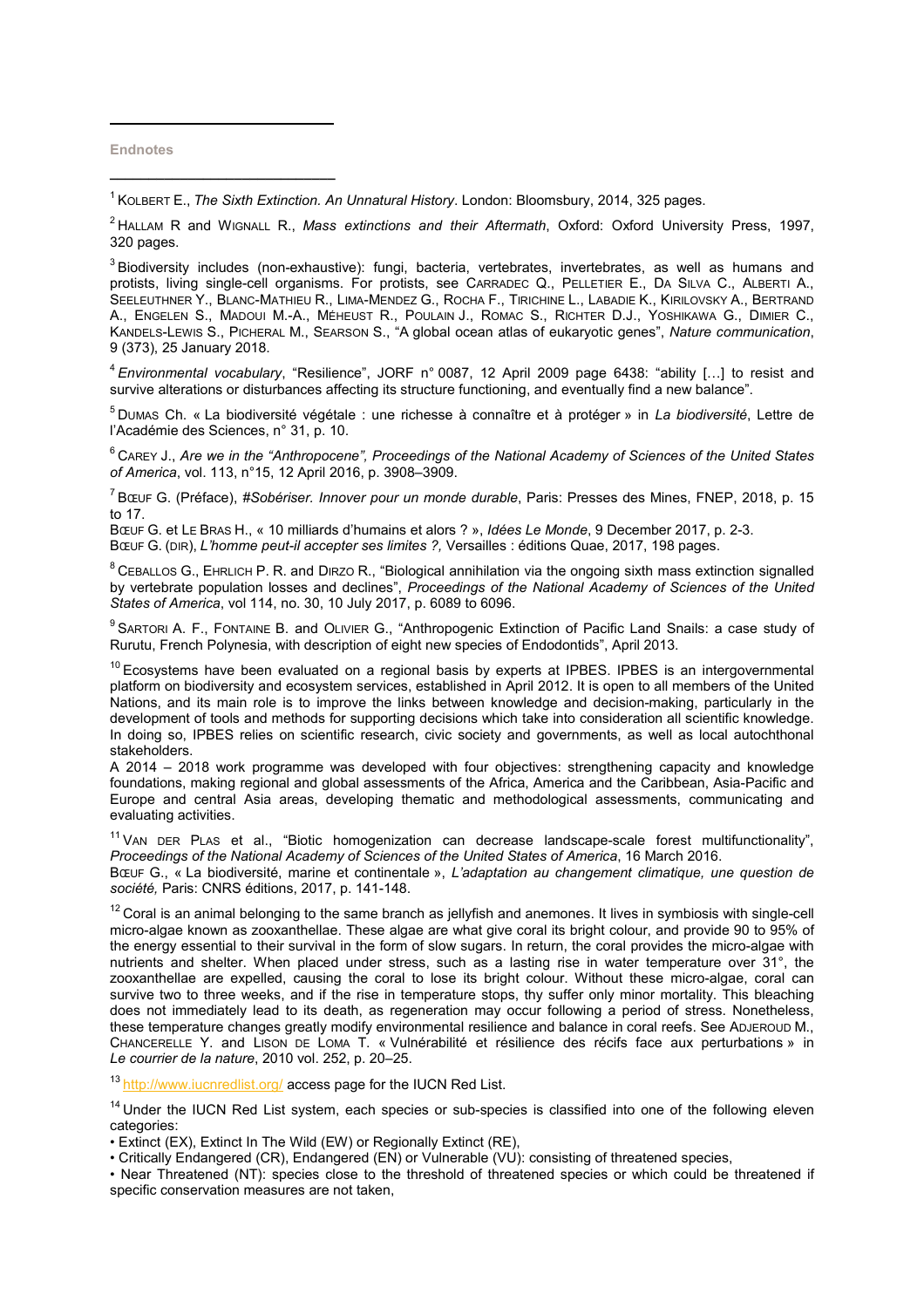**Endnotes**

[1] Kolbert E., *The Sixth Extinction. An Unnatural History*. London: Bloomsbury, 2014, 325 pages.

[2] Hallam R and Wignall R., *Mass extinctions and their Aftermath*, Oxford: Oxford University Press, 1997, 320 pages.

[3] Biodiversity includes (non-exhaustive): fungi, bacteria, vertebrates, invertebrates, as well as humans and protists, living single-cell organisms. For protists, see Carradec Q., Pelletier E., Da Silva C., Alberti A., Seeleuthner Y., Blanc-Mathieu R., Lima-Mendez G., Rocha F., Tirichine L., Labadie K., Kirilovsky A., Bertrand A., Engelen S., Madoui M.-A., Méheust R., Poulain J., Romac S., Richter D.J., Yoshikawa G., Dimier C., Kandels-Lewis S., Picheral M., Searson S., "A global ocean atlas of eukaryotic genes", *Nature communication*, 9 (373), 25 January 2018.

[4] *Environmental vocabulary*, "Resilience", JORF n° 0087, 12 April 2009 page 6438: "ability […] to resist and survive alterations or disturbances affecting its structure functioning, and eventually find a new balance".

[5] Dumas Ch. « La biodiversité végétale : une richesse à connaître et à protéger » in *La biodiversité*, Lettre de l'Académie des Sciences, n° 31, p. 10.

[6] Carey J., *Are we in the "Anthropocene", Proceedings of the National Academy of Sciences of the United States of America*, vol. 113, n°15, 12 April 2016, p. 3908–3909.

[7] Bœuf G. (Préface), *#Sobériser. Innover pour un monde durable*, Paris: Presses des Mines, FNEP, 2018, p. 15 to 17.
Bœuf G. et Le Bras H., « 10 milliards d'humains et alors ? », *Idées Le Monde*, 9 December 2017, p. 2-3.
Bœuf G. (dir), *L'homme peut-il accepter ses limites ?,* Versailles : éditions Quae, 2017, 198 pages.

[8] Ceballos G., Ehrlich P. R. and Dirzo R., "Biological annihilation via the ongoing sixth mass extinction signalled by vertebrate population losses and declines", *Proceedings of the National Academy of Sciences of the United States of America*, vol 114, no. 30, 10 July 2017, p. 6089 to 6096.

[9] Sartori A. F., Fontaine B. and Olivier G., "Anthropogenic Extinction of Pacific Land Snails: a case study of Rurutu, French Polynesia, with description of eight new species of Endodontids", April 2013.

[10] Ecosystems have been evaluated on a regional basis by experts at IPBES. IPBES is an intergovernmental platform on biodiversity and ecosystem services, established in April 2012. It is open to all members of the United Nations, and its main role is to improve the links between knowledge and decision-making, particularly in the development of tools and methods for supporting decisions which take into consideration all scientific knowledge. In doing so, IPBES relies on scientific research, civic society and governments, as well as local autochthonal stakeholders.
A 2014 – 2018 work programme was developed with four objectives: strengthening capacity and knowledge foundations, making regional and global assessments of the Africa, America and the Caribbean, Asia-Pacific and Europe and central Asia areas, developing thematic and methodological assessments, communicating and evaluating activities.

[11] Van der Plas et al., "Biotic homogenization can decrease landscape-scale forest multifunctionality", *Proceedings of the National Academy of Sciences of the United States of America*, 16 March 2016.
Bœuf G., « La biodiversité, marine et continentale », *L'adaptation au changement climatique, une question de société,* Paris: CNRS éditions, 2017, p. 141-148.

[12] Coral is an animal belonging to the same branch as jellyfish and anemones. It lives in symbiosis with single-cell micro-algae known as zooxanthellae. These algae are what give coral its bright colour, and provide 90 to 95% of the energy essential to their survival in the form of slow sugars. In return, the coral provides the micro-algae with nutrients and shelter. When placed under stress, such as a lasting rise in water temperature over 31°, the zooxanthellae are expelled, causing the coral to lose its bright colour. Without these micro-algae, coral can survive two to three weeks, and if the rise in temperature stops, thy suffer only minor mortality. This bleaching does not immediately lead to its death, as regeneration may occur following a period of stress. Nonetheless, these temperature changes greatly modify environmental resilience and balance in coral reefs. See Adjeroud M., Chancerelle Y. and Lison de Loma T. « Vulnérabilité et résilience des récifs face aux perturbations » in *Le courrier de la nature*, 2010 vol. 252, p. 20–25.

[13] http://www.iucnredlist.org/ access page for the IUCN Red List.

[14] Under the IUCN Red List system, each species or sub-species is classified into one of the following eleven categories:
- Extinct (EX), Extinct In The Wild (EW) or Regionally Extinct (RE),
- Critically Endangered (CR), Endangered (EN) or Vulnerable (VU): consisting of threatened species,
- Near Threatened (NT): species close to the threshold of threatened species or which could be threatened if specific conservation measures are not taken,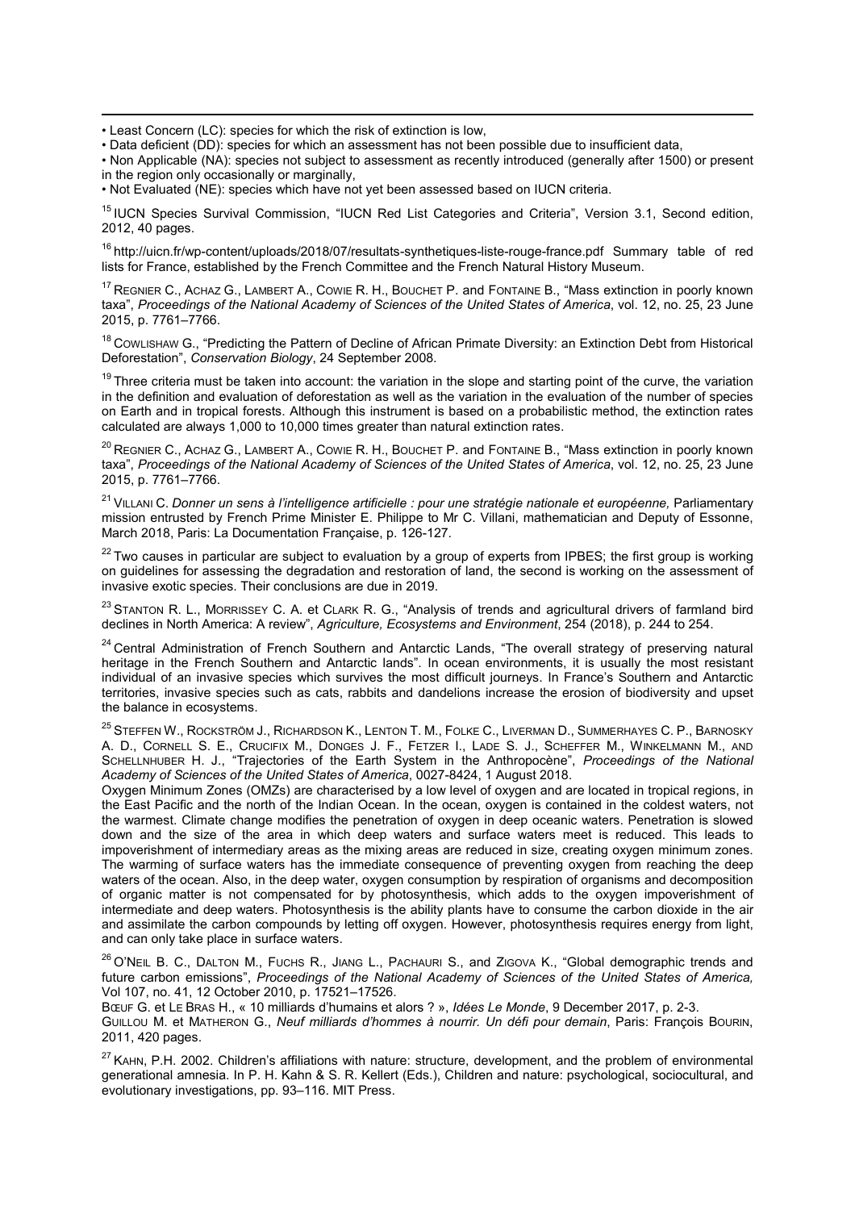• Least Concern (LC): species for which the risk of extinction is low,

• Data deficient (DD): species for which an assessment has not been possible due to insufficient data,

• Non Applicable (NA): species not subject to assessment as recently introduced (generally after 1500) or present in the region only occasionally or marginally,

• Not Evaluated (NE): species which have not yet been assessed based on IUCN criteria.

[15] IUCN Species Survival Commission, "IUCN Red List Categories and Criteria", Version 3.1, Second edition, 2012, 40 pages.

[16] http://uicn.fr/wp-content/uploads/2018/07/resultats-synthetiques-liste-rouge-france.pdf Summary table of red lists for France, established by the French Committee and the French Natural History Museum.

[17] REGNIER C., ACHAZ G., LAMBERT A., COWIE R. H., BOUCHET P. and FONTAINE B., "Mass extinction in poorly known taxa", *Proceedings of the National Academy of Sciences of the United States of America*, vol. 12, no. 25, 23 June 2015, p. 7761–7766.

[18] COWLISHAW G., "Predicting the Pattern of Decline of African Primate Diversity: an Extinction Debt from Historical Deforestation", *Conservation Biology*, 24 September 2008.

[19] Three criteria must be taken into account: the variation in the slope and starting point of the curve, the variation in the definition and evaluation of deforestation as well as the variation in the evaluation of the number of species on Earth and in tropical forests. Although this instrument is based on a probabilistic method, the extinction rates calculated are always 1,000 to 10,000 times greater than natural extinction rates.

[20] REGNIER C., ACHAZ G., LAMBERT A., COWIE R. H., BOUCHET P. and FONTAINE B., "Mass extinction in poorly known taxa", *Proceedings of the National Academy of Sciences of the United States of America*, vol. 12, no. 25, 23 June 2015, p. 7761–7766.

[21] VILLANI C. *Donner un sens à l'intelligence artificielle : pour une stratégie nationale et européenne,* Parliamentary mission entrusted by French Prime Minister E. Philippe to Mr C. Villani, mathematician and Deputy of Essonne, March 2018, Paris: La Documentation Française, p. 126-127.

[22] Two causes in particular are subject to evaluation by a group of experts from IPBES; the first group is working on guidelines for assessing the degradation and restoration of land, the second is working on the assessment of invasive exotic species. Their conclusions are due in 2019.

[23] STANTON R. L., MORRISSEY C. A. et CLARK R. G., "Analysis of trends and agricultural drivers of farmland bird declines in North America: A review", *Agriculture, Ecosystems and Environment*, 254 (2018), p. 244 to 254.

[24] Central Administration of French Southern and Antarctic Lands, "The overall strategy of preserving natural heritage in the French Southern and Antarctic lands". In ocean environments, it is usually the most resistant individual of an invasive species which survives the most difficult journeys. In France's Southern and Antarctic territories, invasive species such as cats, rabbits and dandelions increase the erosion of biodiversity and upset the balance in ecosystems.

[25] STEFFEN W., ROCKSTRÖM J., RICHARDSON K., LENTON T. M., FOLKE C., LIVERMAN D., SUMMERHAYES C. P., BARNOSKY A. D., CORNELL S. E., CRUCIFIX M., DONGES J. F., FETZER I., LADE S. J., SCHEFFER M., WINKELMANN M., AND SCHELLNHUBER H. J., "Trajectories of the Earth System in the Anthropocène", *Proceedings of the National Academy of Sciences of the United States of America*, 0027-8424, 1 August 2018.

Oxygen Minimum Zones (OMZs) are characterised by a low level of oxygen and are located in tropical regions, in the East Pacific and the north of the Indian Ocean. In the ocean, oxygen is contained in the coldest waters, not the warmest. Climate change modifies the penetration of oxygen in deep oceanic waters. Penetration is slowed down and the size of the area in which deep waters and surface waters meet is reduced. This leads to impoverishment of intermediary areas as the mixing areas are reduced in size, creating oxygen minimum zones. The warming of surface waters has the immediate consequence of preventing oxygen from reaching the deep waters of the ocean. Also, in the deep water, oxygen consumption by respiration of organisms and decomposition of organic matter is not compensated for by photosynthesis, which adds to the oxygen impoverishment of intermediate and deep waters. Photosynthesis is the ability plants have to consume the carbon dioxide in the air and assimilate the carbon compounds by letting off oxygen. However, photosynthesis requires energy from light, and can only take place in surface waters.

[26] O'NEIL B. C., DALTON M., FUCHS R., JIANG L., PACHAURI S., and ZIGOVA K., "Global demographic trends and future carbon emissions", *Proceedings of the National Academy of Sciences of the United States of America,* Vol 107, no. 41, 12 October 2010, p. 17521–17526.

BŒUF G. et LE BRAS H., « 10 milliards d'humains et alors ? », *Idées Le Monde*, 9 December 2017, p. 2-3.

GUILLOU M. et MATHERON G., *Neuf milliards d'hommes à nourrir. Un défi pour demain*, Paris: François BOURIN, 2011, 420 pages.

[27] KAHN, P.H. 2002. Children's affiliations with nature: structure, development, and the problem of environmental generational amnesia. In P. H. Kahn & S. R. Kellert (Eds.), Children and nature: psychological, sociocultural, and evolutionary investigations, pp. 93–116. MIT Press.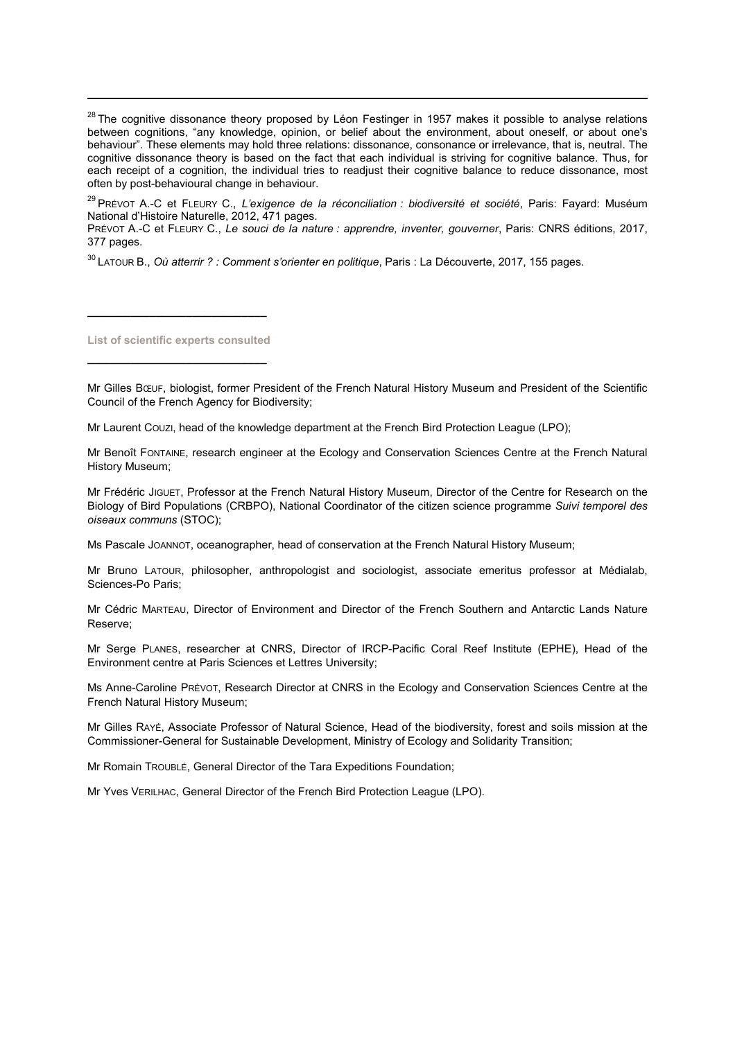[28] The cognitive dissonance theory proposed by Léon Festinger in 1957 makes it possible to analyse relations between cognitions, "any knowledge, opinion, or belief about the environment, about oneself, or about one's behaviour". These elements may hold three relations: dissonance, consonance or irrelevance, that is, neutral. The cognitive dissonance theory is based on the fact that each individual is striving for cognitive balance. Thus, for each receipt of a cognition, the individual tries to readjust their cognitive balance to reduce dissonance, most often by post-behavioural change in behaviour.

[29] PRÉVOT A.-C et FLEURY C., *L'exigence de la réconciliation : biodiversité et société*, Paris: Fayard: Muséum National d'Histoire Naturelle, 2012, 471 pages.

PRÉVOT A.-C et FLEURY C., *Le souci de la nature : apprendre, inventer, gouverner*, Paris: CNRS éditions, 2017, 377 pages.

[30] LATOUR B., *Où atterrir ? : Comment s'orienter en politique*, Paris : La Découverte, 2017, 155 pages.

**List of scientific experts consulted**

Mr Gilles BŒUF, biologist, former President of the French Natural History Museum and President of the Scientific Council of the French Agency for Biodiversity;

Mr Laurent COUZI, head of the knowledge department at the French Bird Protection League (LPO);

Mr Benoît FONTAINE, research engineer at the Ecology and Conservation Sciences Centre at the French Natural History Museum;

Mr Frédéric JIGUET, Professor at the French Natural History Museum, Director of the Centre for Research on the Biology of Bird Populations (CRBPO), National Coordinator of the citizen science programme *Suivi temporel des oiseaux communs* (STOC);

Ms Pascale JOANNOT, oceanographer, head of conservation at the French Natural History Museum;

Mr Bruno LATOUR, philosopher, anthropologist and sociologist, associate emeritus professor at Médialab, Sciences-Po Paris;

Mr Cédric MARTEAU, Director of Environment and Director of the French Southern and Antarctic Lands Nature Reserve;

Mr Serge PLANES, researcher at CNRS, Director of IRCP-Pacific Coral Reef Institute (EPHE), Head of the Environment centre at Paris Sciences et Lettres University;

Ms Anne-Caroline PRÉVOT, Research Director at CNRS in the Ecology and Conservation Sciences Centre at the French Natural History Museum;

Mr Gilles RAYÉ, Associate Professor of Natural Science, Head of the biodiversity, forest and soils mission at the Commissioner-General for Sustainable Development, Ministry of Ecology and Solidarity Transition;

Mr Romain TROUBLÉ, General Director of the Tara Expeditions Foundation;

Mr Yves VERILHAC, General Director of the French Bird Protection League (LPO).